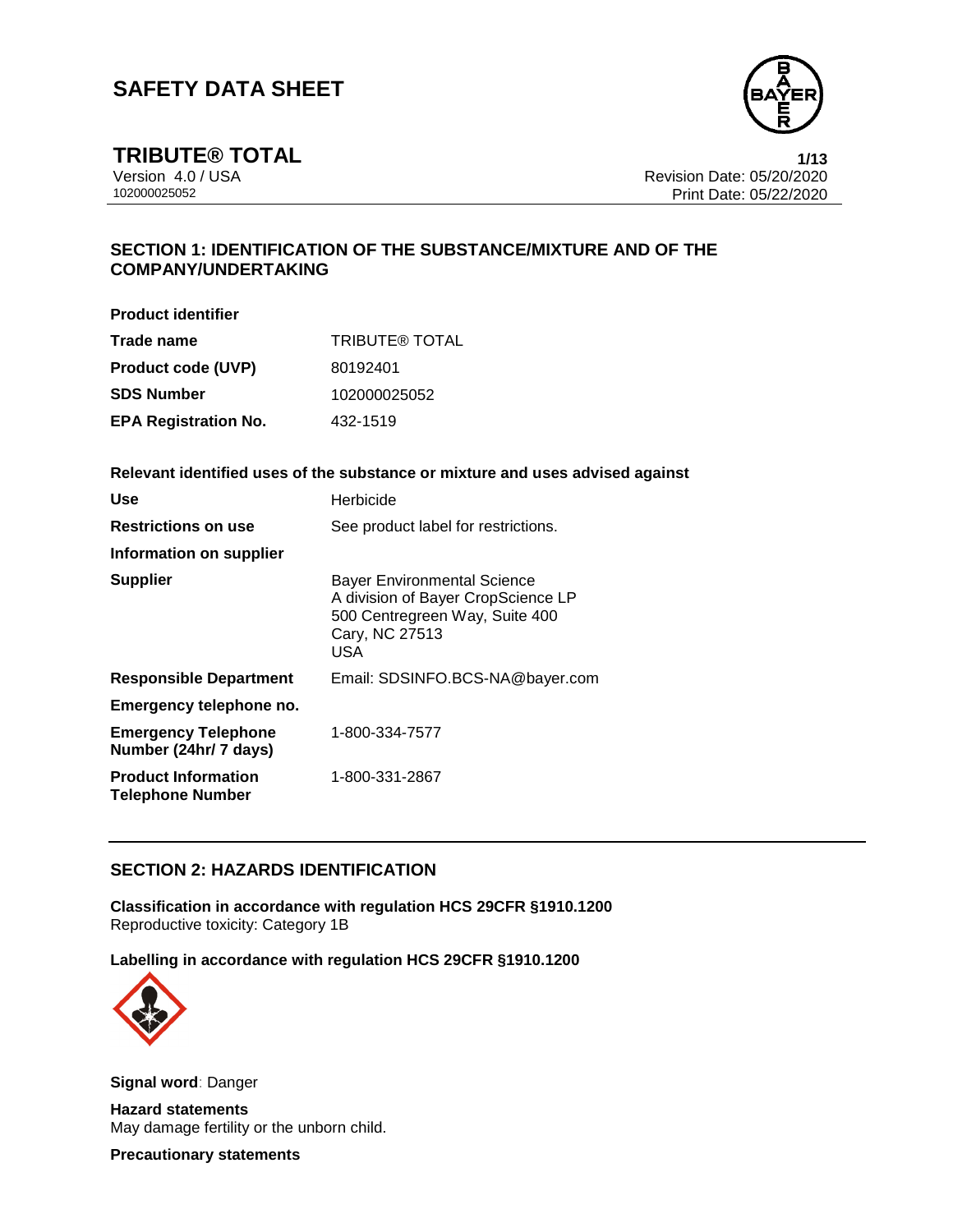# SAFETY DATA SHEET

## TRIBUTE® TOTAL

Version 4.0 / USA
102000025052

Revision Date: 05/20/2020
Print Date: 05/22/2020

## SECTION 1: IDENTIFICATION OF THE SUBSTANCE/MIXTURE AND OF THE COMPANY/UNDERTAKING

**Product identifier**

| | |
|---|---|
| **Trade name** | TRIBUTE® TOTAL |
| **Product code (UVP)** | 80192401 |
| **SDS Number** | 102000025052 |
| **EPA Registration No.** | 432-1519 |

**Relevant identified uses of the substance or mixture and uses advised against**

| | |
|---|---|
| **Use** | Herbicide |
| **Restrictions on use** | See product label for restrictions. |
| **Information on supplier** | |
| **Supplier** | Bayer Environmental Science<br>A division of Bayer CropScience LP<br>500 Centregreen Way, Suite 400<br>Cary, NC 27513<br>USA |
| **Responsible Department** | Email: SDSINFO.BCS-NA@bayer.com |
| **Emergency telephone no.** | |
| **Emergency Telephone Number (24hr/ 7 days)** | 1-800-334-7577 |
| **Product Information Telephone Number** | 1-800-331-2867 |

## SECTION 2: HAZARDS IDENTIFICATION

**Classification in accordance with regulation HCS 29CFR §1910.1200**
Reproductive toxicity: Category 1B

**Labelling in accordance with regulation HCS 29CFR §1910.1200**

**Signal word**: Danger

**Hazard statements**
May damage fertility or the unborn child.

**Precautionary statements**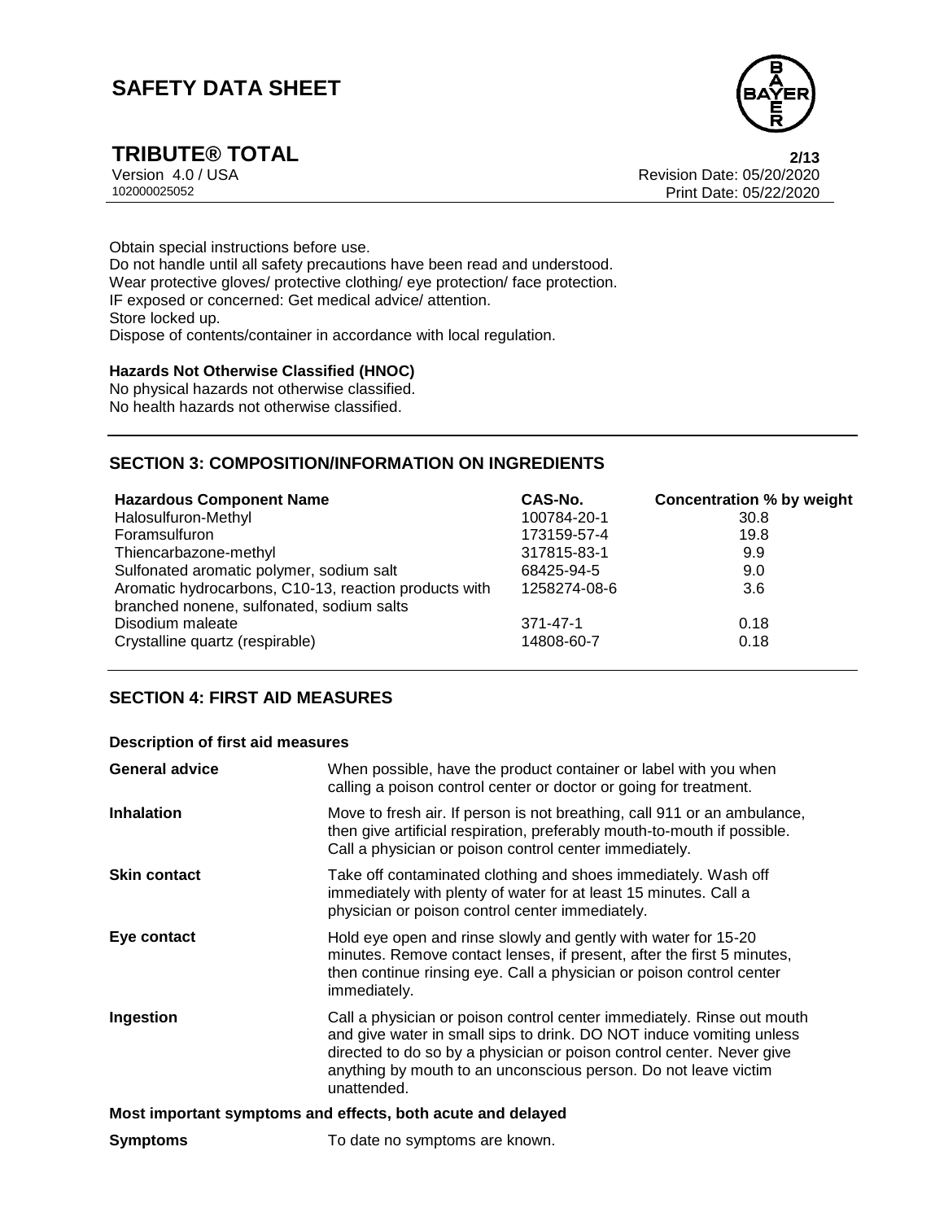Obtain special instructions before use.
Do not handle until all safety precautions have been read and understood.
Wear protective gloves/ protective clothing/ eye protection/ face protection.
IF exposed or concerned: Get medical advice/ attention.
Store locked up.
Dispose of contents/container in accordance with local regulation.

**Hazards Not Otherwise Classified (HNOC)**
No physical hazards not otherwise classified.
No health hazards not otherwise classified.

## SECTION 3: COMPOSITION/INFORMATION ON INGREDIENTS

| Hazardous Component Name | CAS-No. | Concentration % by weight |
|---|---|---|
| Halosulfuron-Methyl | 100784-20-1 | 30.8 |
| Foramsulfuron | 173159-57-4 | 19.8 |
| Thiencarbazone-methyl | 317815-83-1 | 9.9 |
| Sulfonated aromatic polymer, sodium salt | 68425-94-5 | 9.0 |
| Aromatic hydrocarbons, C10-13, reaction products with branched nonene, sulfonated, sodium salts | 1258274-08-6 | 3.6 |
| Disodium maleate | 371-47-1 | 0.18 |
| Crystalline quartz (respirable) | 14808-60-7 | 0.18 |

## SECTION 4: FIRST AID MEASURES

**Description of first aid measures**

**General advice** When possible, have the product container or label with you when calling a poison control center or doctor or going for treatment.

**Inhalation** Move to fresh air. If person is not breathing, call 911 or an ambulance, then give artificial respiration, preferably mouth-to-mouth if possible. Call a physician or poison control center immediately.

**Skin contact** Take off contaminated clothing and shoes immediately. Wash off immediately with plenty of water for at least 15 minutes. Call a physician or poison control center immediately.

**Eye contact** Hold eye open and rinse slowly and gently with water for 15-20 minutes. Remove contact lenses, if present, after the first 5 minutes, then continue rinsing eye. Call a physician or poison control center immediately.

**Ingestion** Call a physician or poison control center immediately. Rinse out mouth and give water in small sips to drink. DO NOT induce vomiting unless directed to do so by a physician or poison control center. Never give anything by mouth to an unconscious person. Do not leave victim unattended.

**Most important symptoms and effects, both acute and delayed**

**Symptoms** To date no symptoms are known.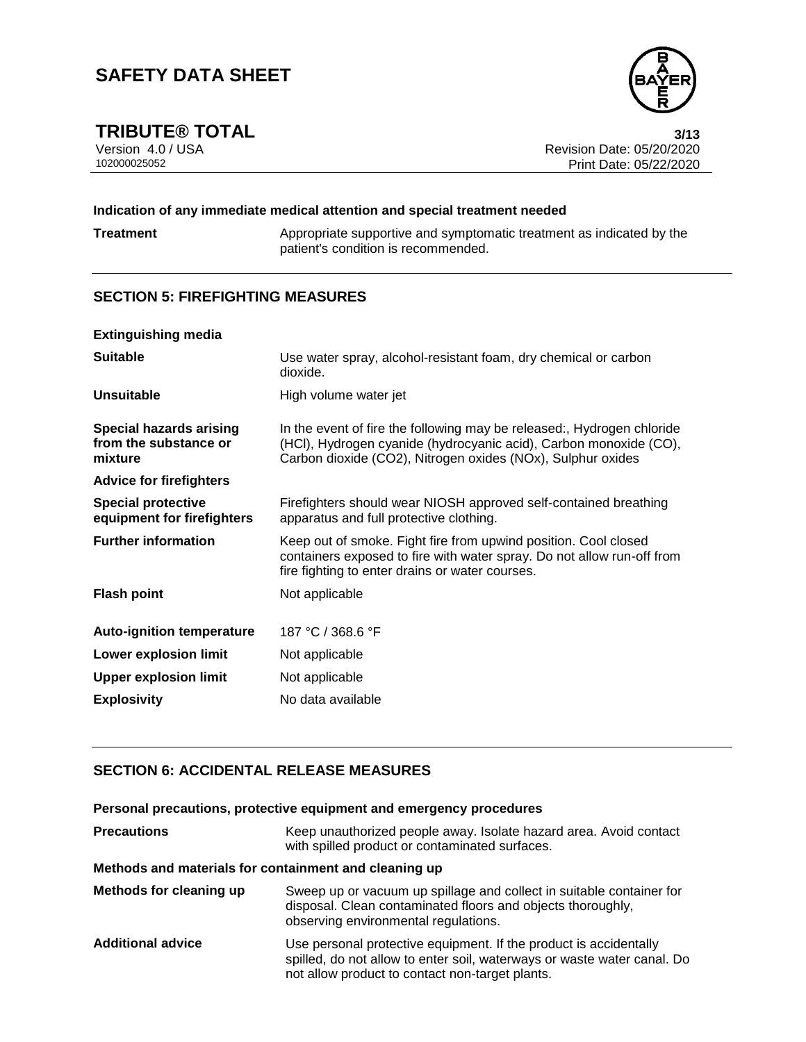**Indication of any immediate medical attention and special treatment needed**

| | |
|---|---|
| **Treatment** | Appropriate supportive and symptomatic treatment as indicated by the patient's condition is recommended. |

## SECTION 5: FIREFIGHTING MEASURES

| | |
|---|---|
| **Extinguishing media** | |
| **Suitable** | Use water spray, alcohol-resistant foam, dry chemical or carbon dioxide. |
| **Unsuitable** | High volume water jet |
| **Special hazards arising from the substance or mixture** | In the event of fire the following may be released:, Hydrogen chloride (HCl), Hydrogen cyanide (hydrocyanic acid), Carbon monoxide (CO), Carbon dioxide ($CO_2$), Nitrogen oxides (NOx), Sulphur oxides |
| **Advice for firefighters** | |
| **Special protective equipment for firefighters** | Firefighters should wear NIOSH approved self-contained breathing apparatus and full protective clothing. |
| **Further information** | Keep out of smoke. Fight fire from upwind position. Cool closed containers exposed to fire with water spray. Do not allow run-off from fire fighting to enter drains or water courses. |
| **Flash point** | Not applicable |
| **Auto-ignition temperature** | 187 °C / 368.6 °F |
| **Lower explosion limit** | Not applicable |
| **Upper explosion limit** | Not applicable |
| **Explosivity** | No data available |

## SECTION 6: ACCIDENTAL RELEASE MEASURES

**Personal precautions, protective equipment and emergency procedures**

| | |
|---|---|
| **Precautions** | Keep unauthorized people away. Isolate hazard area. Avoid contact with spilled product or contaminated surfaces. |

**Methods and materials for containment and cleaning up**

| | |
|---|---|
| **Methods for cleaning up** | Sweep up or vacuum up spillage and collect in suitable container for disposal. Clean contaminated floors and objects thoroughly, observing environmental regulations. |
| **Additional advice** | Use personal protective equipment. If the product is accidentally spilled, do not allow to enter soil, waterways or waste water canal. Do not allow product to contact non-target plants. |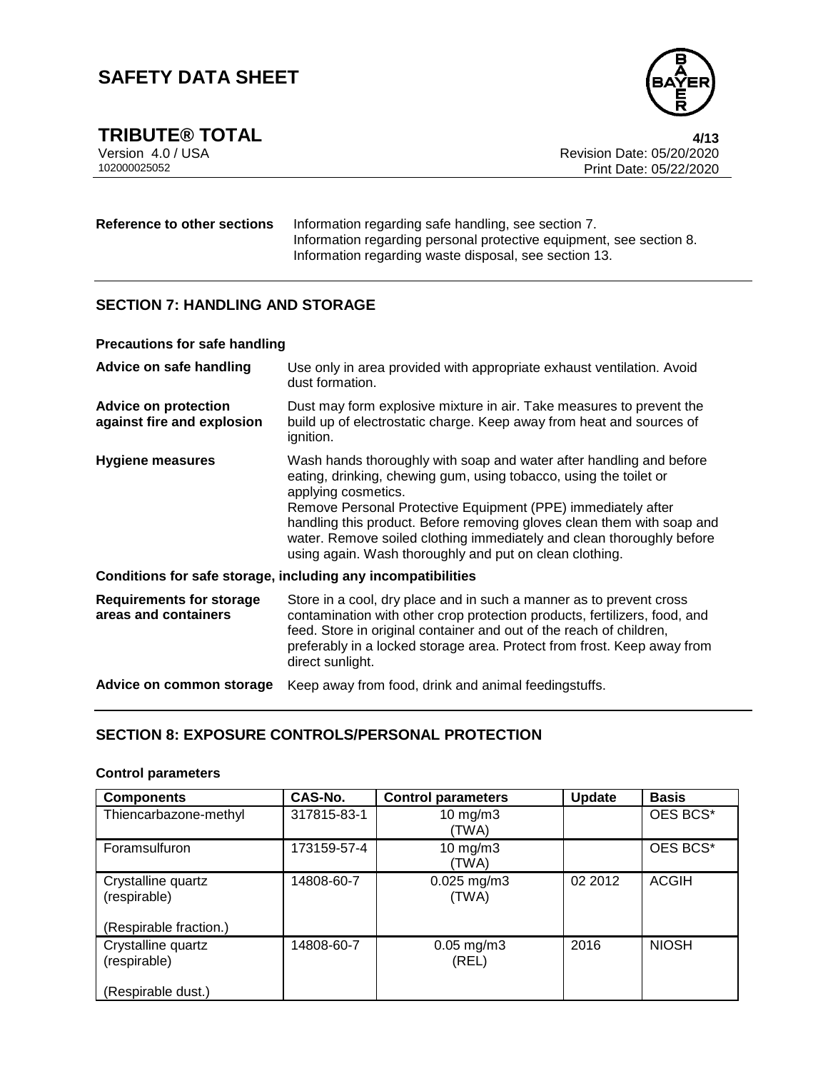**Reference to other sections** Information regarding safe handling, see section 7. Information regarding personal protective equipment, see section 8. Information regarding waste disposal, see section 13.

## SECTION 7: HANDLING AND STORAGE

**Precautions for safe handling**

**Advice on safe handling** Use only in area provided with appropriate exhaust ventilation. Avoid dust formation.

**Advice on protection against fire and explosion** Dust may form explosive mixture in air. Take measures to prevent the build up of electrostatic charge. Keep away from heat and sources of ignition.

**Hygiene measures** Wash hands thoroughly with soap and water after handling and before eating, drinking, chewing gum, using tobacco, using the toilet or applying cosmetics.
Remove Personal Protective Equipment (PPE) immediately after handling this product. Before removing gloves clean them with soap and water. Remove soiled clothing immediately and clean thoroughly before using again. Wash thoroughly and put on clean clothing.

**Conditions for safe storage, including any incompatibilities**

**Requirements for storage areas and containers** Store in a cool, dry place and in such a manner as to prevent cross contamination with other crop protection products, fertilizers, food, and feed. Store in original container and out of the reach of children, preferably in a locked storage area. Protect from frost. Keep away from direct sunlight.

**Advice on common storage** Keep away from food, drink and animal feedingstuffs.

## SECTION 8: EXPOSURE CONTROLS/PERSONAL PROTECTION

**Control parameters**

| Components | CAS-No. | Control parameters | Update | Basis |
|---|---|---|---|---|
| Thiencarbazone-methyl | 317815-83-1 | 10 mg/m3 (TWA) | | OES BCS* |
| Foramsulfuron | 173159-57-4 | 10 mg/m3 (TWA) | | OES BCS* |
| Crystalline quartz (respirable) (Respirable fraction.) | 14808-60-7 | 0.025 mg/m3 (TWA) | 02 2012 | ACGIH |
| Crystalline quartz (respirable) (Respirable dust.) | 14808-60-7 | 0.05 mg/m3 (REL) | 2016 | NIOSH |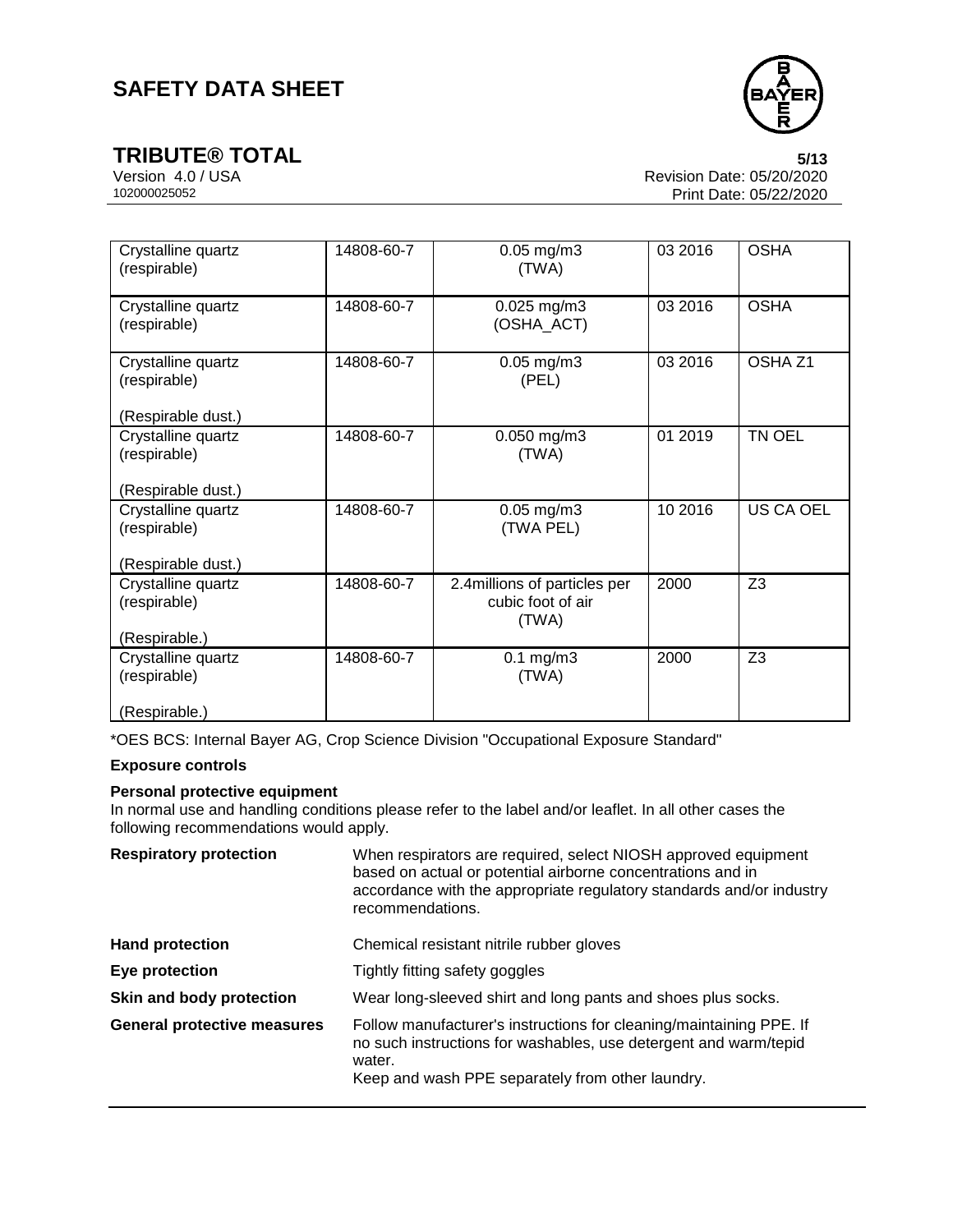| | | | | |
|---|---|---|---|---|
| Crystalline quartz (respirable) | 14808-60-7 | 0.05 mg/m3 (TWA) | 03 2016 | OSHA |
| Crystalline quartz (respirable) | 14808-60-7 | 0.025 mg/m3 (OSHA_ACT) | 03 2016 | OSHA |
| Crystalline quartz (respirable)<br><br>(Respirable dust.) | 14808-60-7 | 0.05 mg/m3 (PEL) | 03 2016 | OSHA Z1 |
| Crystalline quartz (respirable)<br><br>(Respirable dust.) | 14808-60-7 | 0.050 mg/m3 (TWA) | 01 2019 | TN OEL |
| Crystalline quartz (respirable)<br><br>(Respirable dust.) | 14808-60-7 | 0.05 mg/m3 (TWA PEL) | 10 2016 | US CA OEL |
| Crystalline quartz (respirable)<br><br>(Respirable.) | 14808-60-7 | 2.4millions of particles per cubic foot of air (TWA) | 2000 | Z3 |
| Crystalline quartz (respirable)<br><br>(Respirable.) | 14808-60-7 | 0.1 mg/m3 (TWA) | 2000 | Z3 |

*OES BCS: Internal Bayer AG, Crop Science Division "Occupational Exposure Standard"

**Exposure controls**

**Personal protective equipment**

In normal use and handling conditions please refer to the label and/or leaflet. In all other cases the following recommendations would apply.

**Respiratory protection** When respirators are required, select NIOSH approved equipment based on actual or potential airborne concentrations and in accordance with the appropriate regulatory standards and/or industry recommendations.

**Hand protection** Chemical resistant nitrile rubber gloves

**Eye protection** Tightly fitting safety goggles

**Skin and body protection** Wear long-sleeved shirt and long pants and shoes plus socks.

**General protective measures** Follow manufacturer's instructions for cleaning/maintaining PPE. If no such instructions for washables, use detergent and warm/tepid water.
Keep and wash PPE separately from other laundry.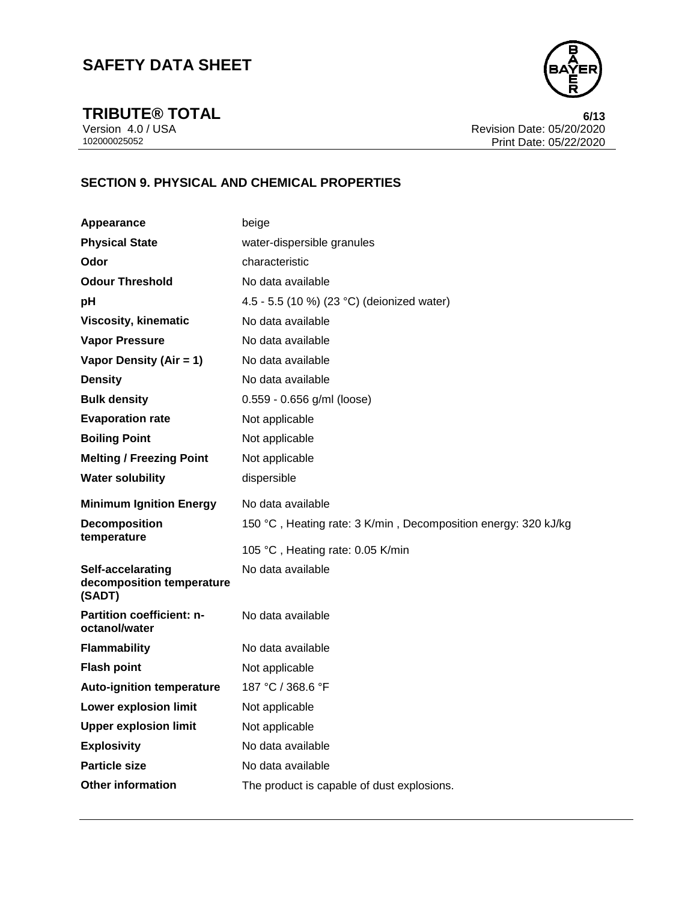## SECTION 9. PHYSICAL AND CHEMICAL PROPERTIES

| | |
|---|---|
| **Appearance** | beige |
| **Physical State** | water-dispersible granules |
| **Odor** | characteristic |
| **Odour Threshold** | No data available |
| **pH** | 4.5 - 5.5 (10 %) (23 °C) (deionized water) |
| **Viscosity, kinematic** | No data available |
| **Vapor Pressure** | No data available |
| **Vapor Density (Air = 1)** | No data available |
| **Density** | No data available |
| **Bulk density** | 0.559 - 0.656 g/ml (loose) |
| **Evaporation rate** | Not applicable |
| **Boiling Point** | Not applicable |
| **Melting / Freezing Point** | Not applicable |
| **Water solubility** | dispersible |
| **Minimum Ignition Energy** | No data available |
| **Decomposition temperature** | 150 °C , Heating rate: 3 K/min , Decomposition energy: 320 kJ/kg |
| | 105 °C , Heating rate: 0.05 K/min |
| **Self-accelarating decomposition temperature (SADT)** | No data available |
| **Partition coefficient: n-octanol/water** | No data available |
| **Flammability** | No data available |
| **Flash point** | Not applicable |
| **Auto-ignition temperature** | 187 °C / 368.6 °F |
| **Lower explosion limit** | Not applicable |
| **Upper explosion limit** | Not applicable |
| **Explosivity** | No data available |
| **Particle size** | No data available |
| **Other information** | The product is capable of dust explosions. |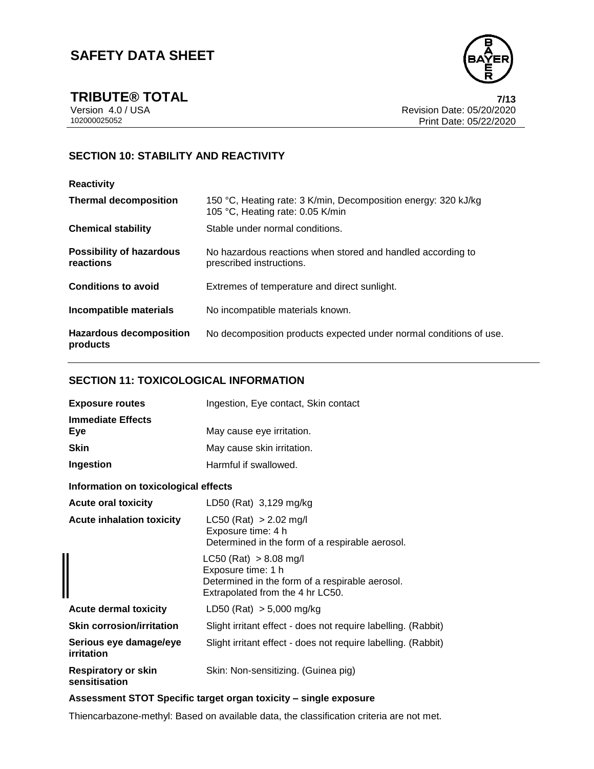## SECTION 10: STABILITY AND REACTIVITY

**Reactivity**

| | |
|---|---|
| **Thermal decomposition** | 150 °C, Heating rate: 3 K/min, Decomposition energy: 320 kJ/kg<br>105 °C, Heating rate: 0.05 K/min |
| **Chemical stability** | Stable under normal conditions. |
| **Possibility of hazardous reactions** | No hazardous reactions when stored and handled according to prescribed instructions. |
| **Conditions to avoid** | Extremes of temperature and direct sunlight. |
| **Incompatible materials** | No incompatible materials known. |
| **Hazardous decomposition products** | No decomposition products expected under normal conditions of use. |

## SECTION 11: TOXICOLOGICAL INFORMATION

| | |
|---|---|
| **Exposure routes** | Ingestion, Eye contact, Skin contact |

**Immediate Effects**

| | |
|---|---|
| **Eye** | May cause eye irritation. |
| **Skin** | May cause skin irritation. |
| **Ingestion** | Harmful if swallowed. |

**Information on toxicological effects**

| | |
|---|---|
| **Acute oral toxicity** | LD50 (Rat) 3,129 mg/kg |
| **Acute inhalation toxicity** | LC50 (Rat) > 2.02 mg/l<br>Exposure time: 4 h<br>Determined in the form of a respirable aerosol. |
| | LC50 (Rat) > 8.08 mg/l<br>Exposure time: 1 h<br>Determined in the form of a respirable aerosol.<br>Extrapolated from the 4 hr LC50. |
| **Acute dermal toxicity** | LD50 (Rat) > 5,000 mg/kg |
| **Skin corrosion/irritation** | Slight irritant effect - does not require labelling. (Rabbit) |
| **Serious eye damage/eye irritation** | Slight irritant effect - does not require labelling. (Rabbit) |
| **Respiratory or skin sensitisation** | Skin: Non-sensitizing. (Guinea pig) |

**Assessment STOT Specific target organ toxicity – single exposure**

Thiencarbazone-methyl: Based on available data, the classification criteria are not met.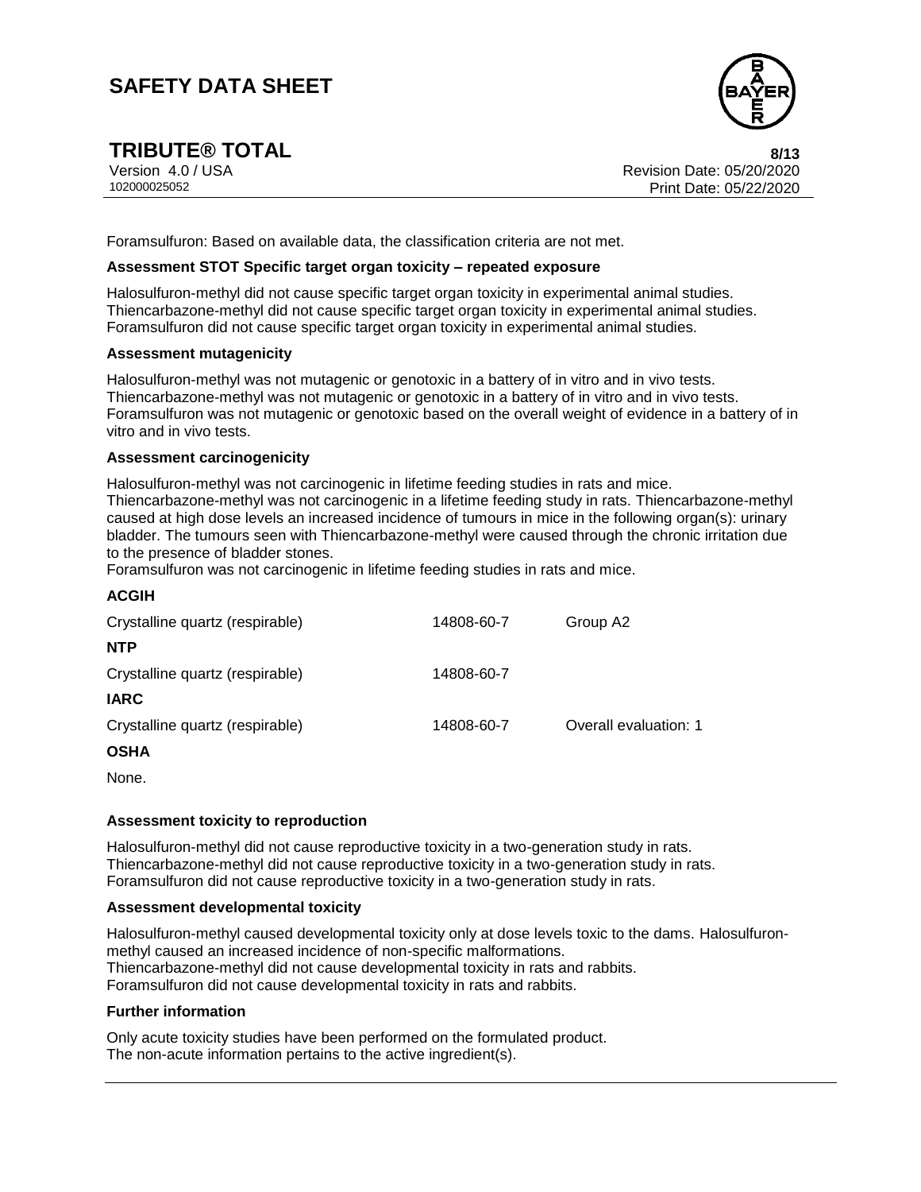Foramsulfuron: Based on available data, the classification criteria are not met.

**Assessment STOT Specific target organ toxicity – repeated exposure**

Halosulfuron-methyl did not cause specific target organ toxicity in experimental animal studies.
Thiencarbazone-methyl did not cause specific target organ toxicity in experimental animal studies.
Foramsulfuron did not cause specific target organ toxicity in experimental animal studies.

**Assessment mutagenicity**

Halosulfuron-methyl was not mutagenic or genotoxic in a battery of in vitro and in vivo tests.
Thiencarbazone-methyl was not mutagenic or genotoxic in a battery of in vitro and in vivo tests.
Foramsulfuron was not mutagenic or genotoxic based on the overall weight of evidence in a battery of in vitro and in vivo tests.

**Assessment carcinogenicity**

Halosulfuron-methyl was not carcinogenic in lifetime feeding studies in rats and mice.
Thiencarbazone-methyl was not carcinogenic in a lifetime feeding study in rats. Thiencarbazone-methyl caused at high dose levels an increased incidence of tumours in mice in the following organ(s): urinary bladder. The tumours seen with Thiencarbazone-methyl were caused through the chronic irritation due to the presence of bladder stones.
Foramsulfuron was not carcinogenic in lifetime feeding studies in rats and mice.

**ACGIH**

| | | |
|---|---|---|
| Crystalline quartz (respirable) | 14808-60-7 | Group A2 |

**NTP**

| | | |
|---|---|---|
| Crystalline quartz (respirable) | 14808-60-7 | |

**IARC**

| | | |
|---|---|---|
| Crystalline quartz (respirable) | 14808-60-7 | Overall evaluation: 1 |

**OSHA**

None.

**Assessment toxicity to reproduction**

Halosulfuron-methyl did not cause reproductive toxicity in a two-generation study in rats.
Thiencarbazone-methyl did not cause reproductive toxicity in a two-generation study in rats.
Foramsulfuron did not cause reproductive toxicity in a two-generation study in rats.

**Assessment developmental toxicity**

Halosulfuron-methyl caused developmental toxicity only at dose levels toxic to the dams. Halosulfuron-methyl caused an increased incidence of non-specific malformations.
Thiencarbazone-methyl did not cause developmental toxicity in rats and rabbits.
Foramsulfuron did not cause developmental toxicity in rats and rabbits.

**Further information**

Only acute toxicity studies have been performed on the formulated product.
The non-acute information pertains to the active ingredient(s).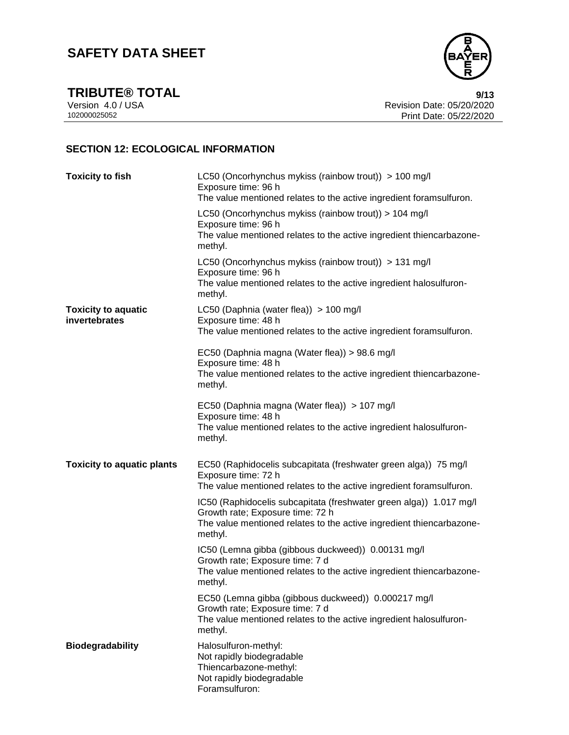## SECTION 12: ECOLOGICAL INFORMATION

| | |
|---|---|
| **Toxicity to fish** | LC50 (Oncorhynchus mykiss (rainbow trout)) > 100 mg/l<br>Exposure time: 96 h<br>The value mentioned relates to the active ingredient foramsulfuron. |
| | LC50 (Oncorhynchus mykiss (rainbow trout)) > 104 mg/l<br>Exposure time: 96 h<br>The value mentioned relates to the active ingredient thiencarbazone-methyl. |
| | LC50 (Oncorhynchus mykiss (rainbow trout)) > 131 mg/l<br>Exposure time: 96 h<br>The value mentioned relates to the active ingredient halosulfuron-methyl. |
| **Toxicity to aquatic invertebrates** | LC50 (Daphnia (water flea)) > 100 mg/l<br>Exposure time: 48 h<br>The value mentioned relates to the active ingredient foramsulfuron. |
| | EC50 (Daphnia magna (Water flea)) > 98.6 mg/l<br>Exposure time: 48 h<br>The value mentioned relates to the active ingredient thiencarbazone-methyl. |
| | EC50 (Daphnia magna (Water flea)) > 107 mg/l<br>Exposure time: 48 h<br>The value mentioned relates to the active ingredient halosulfuron-methyl. |
| **Toxicity to aquatic plants** | EC50 (Raphidocelis subcapitata (freshwater green alga)) 75 mg/l<br>Exposure time: 72 h<br>The value mentioned relates to the active ingredient foramsulfuron. |
| | IC50 (Raphidocelis subcapitata (freshwater green alga)) 1.017 mg/l<br>Growth rate; Exposure time: 72 h<br>The value mentioned relates to the active ingredient thiencarbazone-methyl. |
| | IC50 (Lemna gibba (gibbous duckweed)) 0.00131 mg/l<br>Growth rate; Exposure time: 7 d<br>The value mentioned relates to the active ingredient thiencarbazone-methyl. |
| | EC50 (Lemna gibba (gibbous duckweed)) 0.000217 mg/l<br>Growth rate; Exposure time: 7 d<br>The value mentioned relates to the active ingredient halosulfuron-methyl. |
| **Biodegradability** | Halosulfuron-methyl:<br>Not rapidly biodegradable<br>Thiencarbazone-methyl:<br>Not rapidly biodegradable<br>Foramsulfuron: |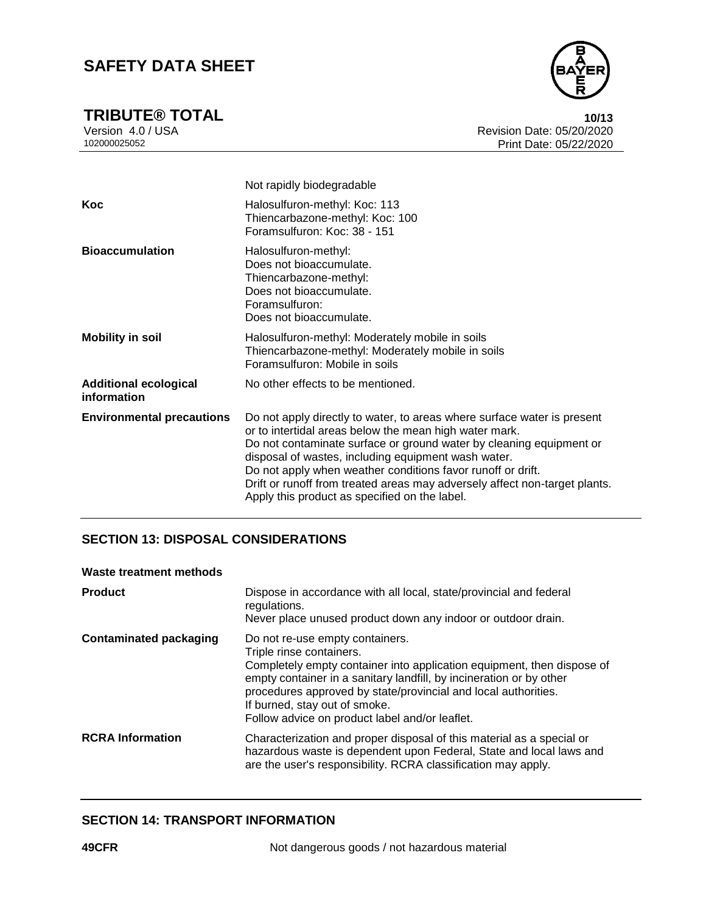| | |
|---|---|
| | Not rapidly biodegradable |
| **Koc** | Halosulfuron-methyl: Koc: 113<br>Thiencarbazone-methyl: Koc: 100<br>Foramsulfuron: Koc: 38 - 151 |
| **Bioaccumulation** | Halosulfuron-methyl:<br>Does not bioaccumulate.<br>Thiencarbazone-methyl:<br>Does not bioaccumulate.<br>Foramsulfuron:<br>Does not bioaccumulate. |
| **Mobility in soil** | Halosulfuron-methyl: Moderately mobile in soils<br>Thiencarbazone-methyl: Moderately mobile in soils<br>Foramsulfuron: Mobile in soils |
| **Additional ecological information** | No other effects to be mentioned. |
| **Environmental precautions** | Do not apply directly to water, to areas where surface water is present or to intertidal areas below the mean high water mark.<br>Do not contaminate surface or ground water by cleaning equipment or disposal of wastes, including equipment wash water.<br>Do not apply when weather conditions favor runoff or drift.<br>Drift or runoff from treated areas may adversely affect non-target plants.<br>Apply this product as specified on the label. |

## SECTION 13: DISPOSAL CONSIDERATIONS

**Waste treatment methods**

| | |
|---|---|
| **Product** | Dispose in accordance with all local, state/provincial and federal regulations.<br>Never place unused product down any indoor or outdoor drain. |
| **Contaminated packaging** | Do not re-use empty containers.<br>Triple rinse containers.<br>Completely empty container into application equipment, then dispose of empty container in a sanitary landfill, by incineration or by other procedures approved by state/provincial and local authorities.<br>If burned, stay out of smoke.<br>Follow advice on product label and/or leaflet. |
| **RCRA Information** | Characterization and proper disposal of this material as a special or hazardous waste is dependent upon Federal, State and local laws and are the user's responsibility. RCRA classification may apply. |

## SECTION 14: TRANSPORT INFORMATION

| | |
|---|---|
| **49CFR** | Not dangerous goods / not hazardous material |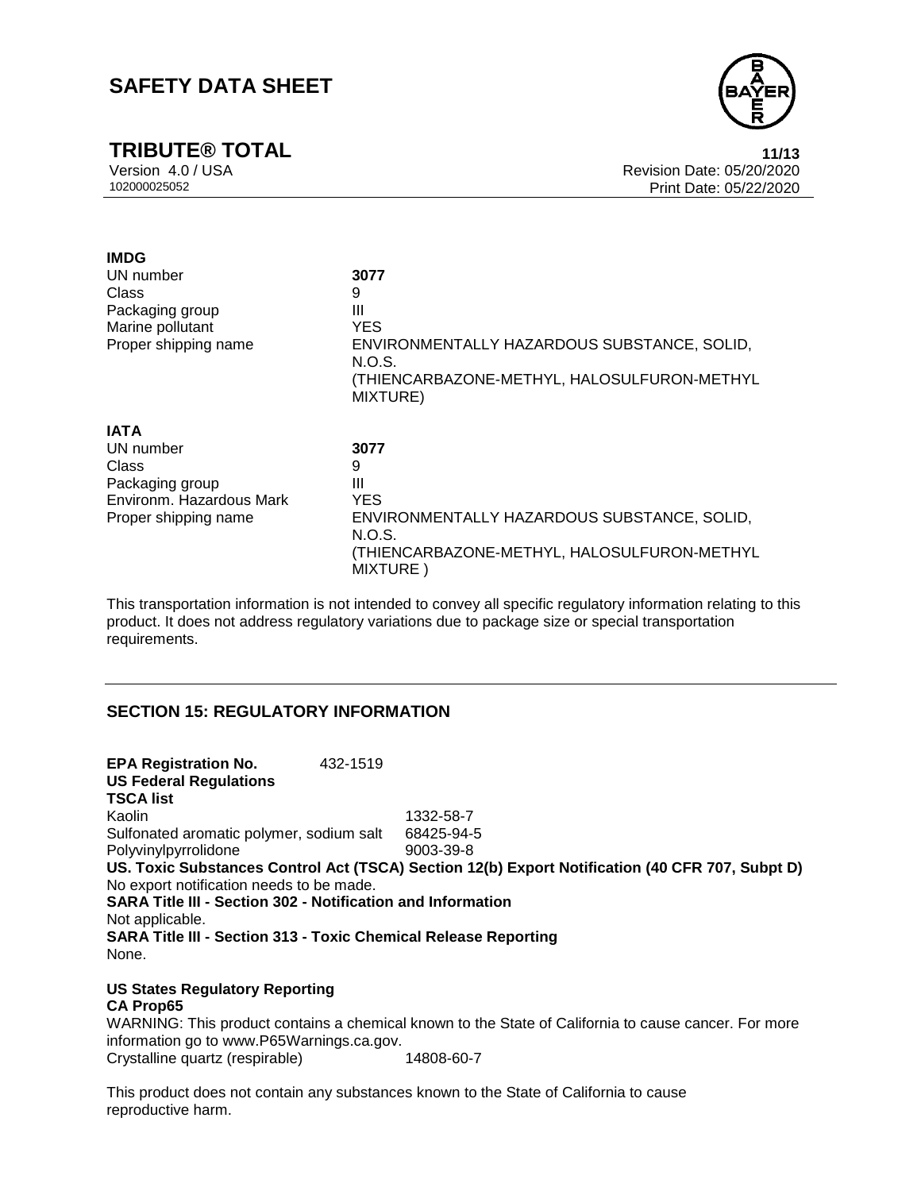**IMDG**

| | |
|---|---|
| UN number | **3077** |
| Class | 9 |
| Packaging group | III |
| Marine pollutant | YES |
| Proper shipping name | ENVIRONMENTALLY HAZARDOUS SUBSTANCE, SOLID, N.O.S. (THIENCARBAZONE-METHYL, HALOSULFURON-METHYL MIXTURE) |

**IATA**

| | |
|---|---|
| UN number | **3077** |
| Class | 9 |
| Packaging group | III |
| Environm. Hazardous Mark | YES |
| Proper shipping name | ENVIRONMENTALLY HAZARDOUS SUBSTANCE, SOLID, N.O.S. (THIENCARBAZONE-METHYL, HALOSULFURON-METHYL MIXTURE ) |

This transportation information is not intended to convey all specific regulatory information relating to this product. It does not address regulatory variations due to package size or special transportation requirements.

## SECTION 15: REGULATORY INFORMATION

**EPA Registration No.** 432-1519

**US Federal Regulations**

**TSCA list**

| | |
|---|---|
| Kaolin | 1332-58-7 |
| Sulfonated aromatic polymer, sodium salt | 68425-94-5 |
| Polyvinylpyrrolidone | 9003-39-8 |

**US. Toxic Substances Control Act (TSCA) Section 12(b) Export Notification (40 CFR 707, Subpt D)**

No export notification needs to be made.

**SARA Title III - Section 302 - Notification and Information**

Not applicable.

**SARA Title III - Section 313 - Toxic Chemical Release Reporting**

None.

**US States Regulatory Reporting**

**CA Prop65**

WARNING: This product contains a chemical known to the State of California to cause cancer. For more information go to www.P65Warnings.ca.gov.

| | |
|---|---|
| Crystalline quartz (respirable) | 14808-60-7 |

This product does not contain any substances known to the State of California to cause reproductive harm.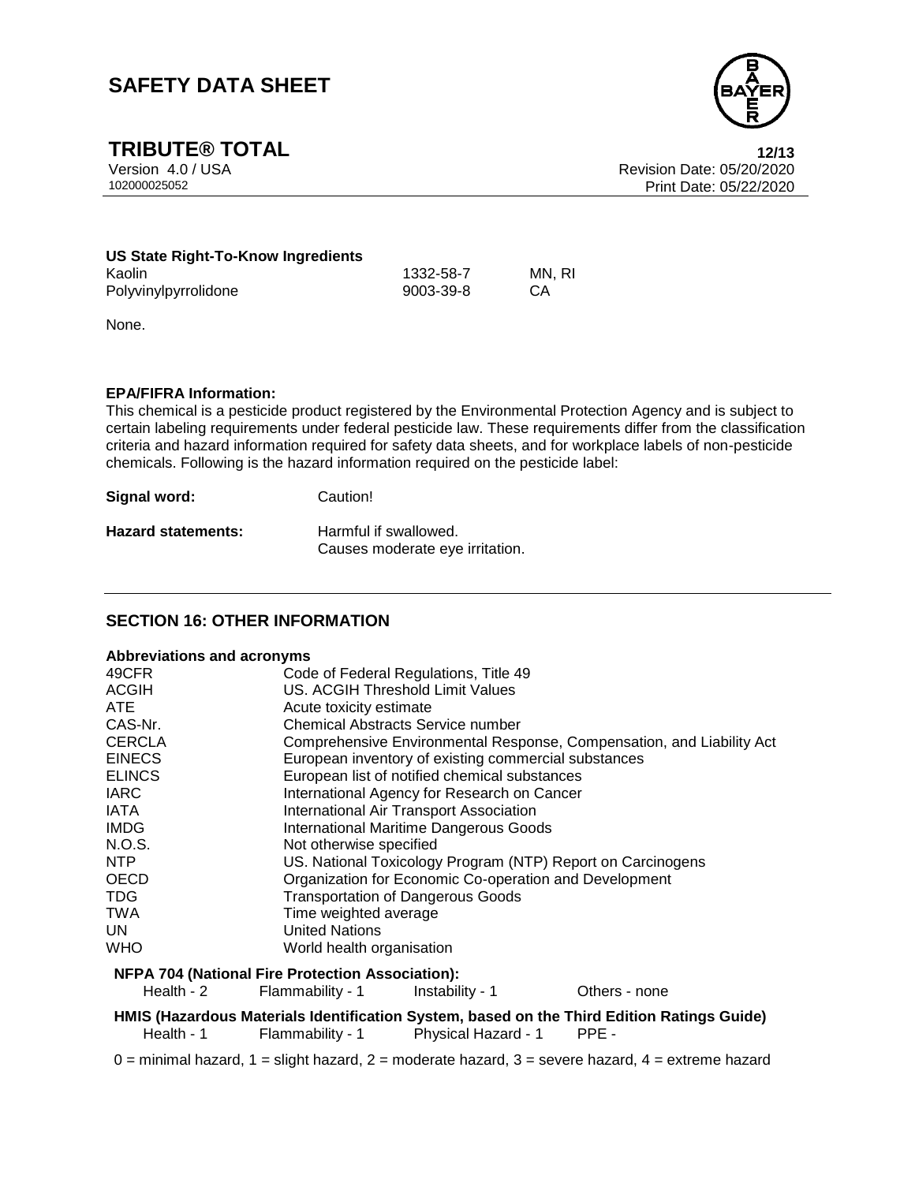**US State Right-To-Know Ingredients**

| | | |
|---|---|---|
| Kaolin | 1332-58-7 | MN, RI |
| Polyvinylpyrrolidone | 9003-39-8 | CA |

None.

**EPA/FIFRA Information:**

This chemical is a pesticide product registered by the Environmental Protection Agency and is subject to certain labeling requirements under federal pesticide law. These requirements differ from the classification criteria and hazard information required for safety data sheets, and for workplace labels of non-pesticide chemicals. Following is the hazard information required on the pesticide label:

**Signal word:** Caution!

**Hazard statements:** Harmful if swallowed.
Causes moderate eye irritation.

## SECTION 16: OTHER INFORMATION

**Abbreviations and acronyms**

| | |
|---|---|
| 49CFR | Code of Federal Regulations, Title 49 |
| ACGIH | US. ACGIH Threshold Limit Values |
| ATE | Acute toxicity estimate |
| CAS-Nr. | Chemical Abstracts Service number |
| CERCLA | Comprehensive Environmental Response, Compensation, and Liability Act |
| EINECS | European inventory of existing commercial substances |
| ELINCS | European list of notified chemical substances |
| IARC | International Agency for Research on Cancer |
| IATA | International Air Transport Association |
| IMDG | International Maritime Dangerous Goods |
| N.O.S. | Not otherwise specified |
| NTP | US. National Toxicology Program (NTP) Report on Carcinogens |
| OECD | Organization for Economic Co-operation and Development |
| TDG | Transportation of Dangerous Goods |
| TWA | Time weighted average |
| UN | United Nations |
| WHO | World health organisation |

**NFPA 704 (National Fire Protection Association):**

| | | | |
|---|---|---|---|
| Health - 2 | Flammability - 1 | Instability - 1 | Others - none |

**HMIS (Hazardous Materials Identification System, based on the Third Edition Ratings Guide)**

| | | | |
|---|---|---|---|
| Health - 1 | Flammability - 1 | Physical Hazard - 1 | PPE - |

0 = minimal hazard, 1 = slight hazard, 2 = moderate hazard, 3 = severe hazard, 4 = extreme hazard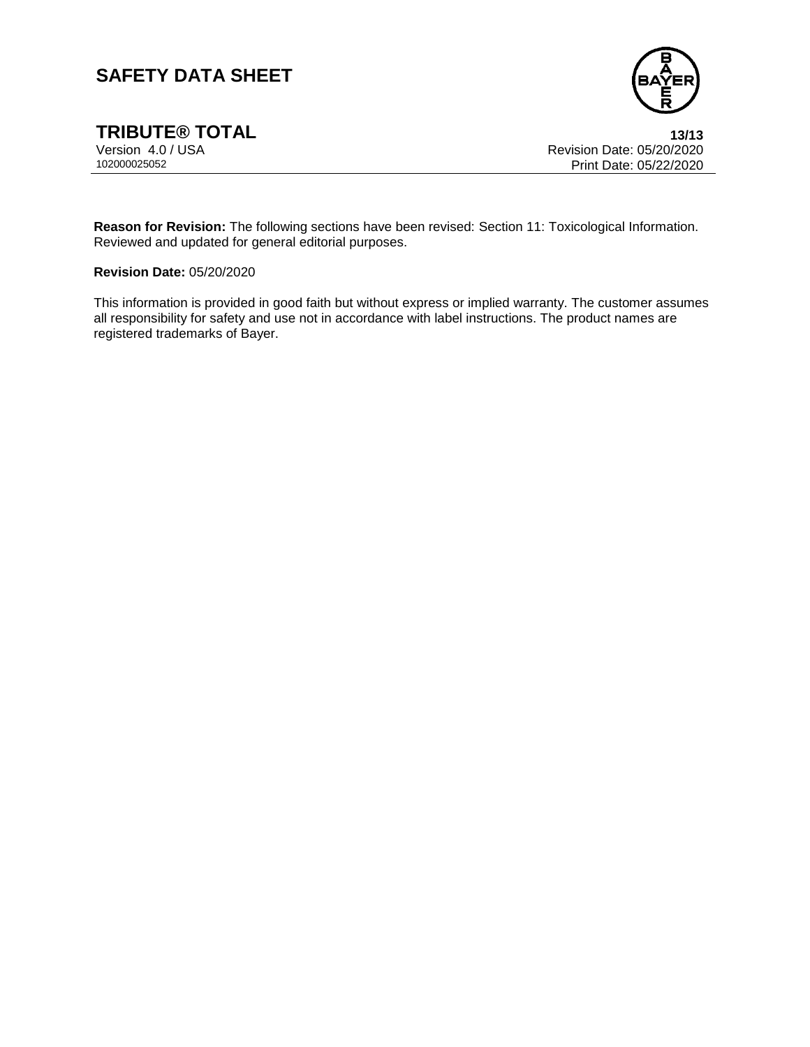**Reason for Revision:** The following sections have been revised: Section 11: Toxicological Information. Reviewed and updated for general editorial purposes.

**Revision Date:** 05/20/2020

This information is provided in good faith but without express or implied warranty. The customer assumes all responsibility for safety and use not in accordance with label instructions. The product names are registered trademarks of Bayer.